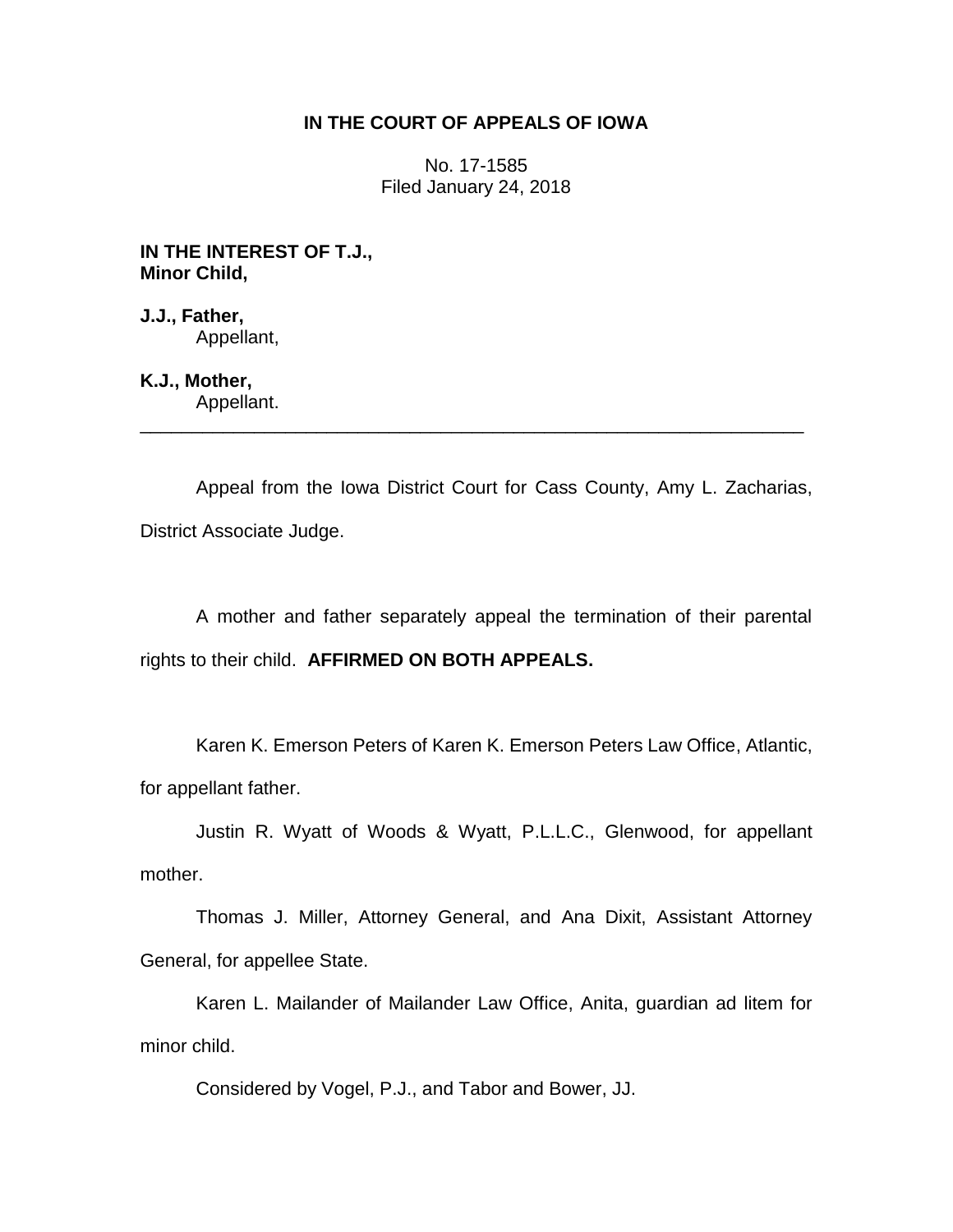# IN THE COURT OF APPEALS OF IOWA

No. 17-1585
Filed January 24, 2018

**IN THE INTEREST OF T.J., Minor Child,**

**J.J., Father,**
Appellant,

**K.J., Mother,**
Appellant.

---

Appeal from the Iowa District Court for Cass County, Amy L. Zacharias, District Associate Judge.

A mother and father separately appeal the termination of their parental rights to their child. **AFFIRMED ON BOTH APPEALS.**

Karen K. Emerson Peters of Karen K. Emerson Peters Law Office, Atlantic, for appellant father.

Justin R. Wyatt of Woods & Wyatt, P.L.L.C., Glenwood, for appellant mother.

Thomas J. Miller, Attorney General, and Ana Dixit, Assistant Attorney General, for appellee State.

Karen L. Mailander of Mailander Law Office, Anita, guardian ad litem for minor child.

Considered by Vogel, P.J., and Tabor and Bower, JJ.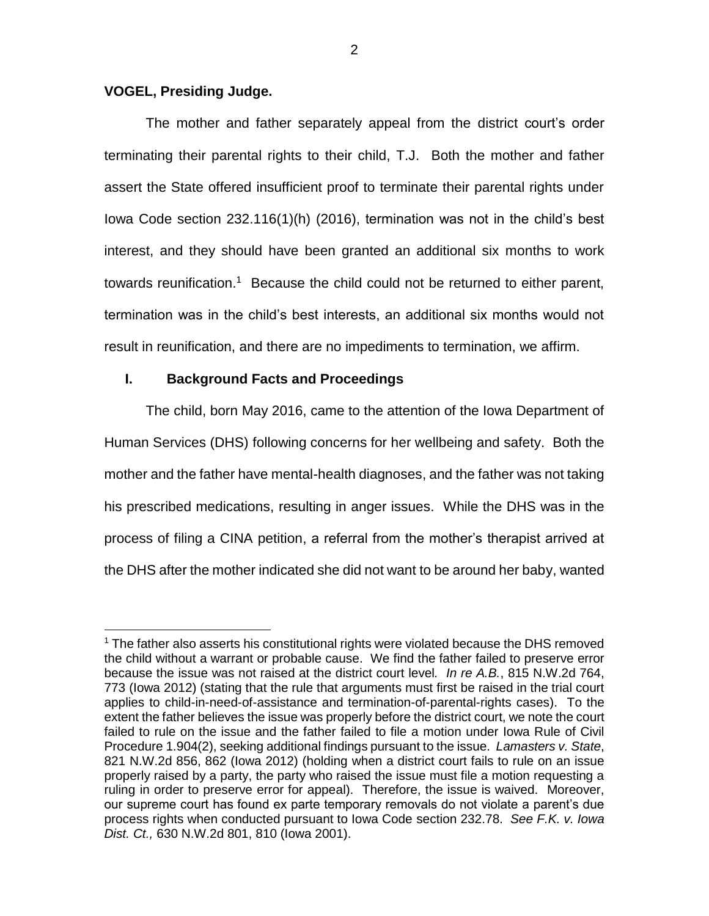**VOGEL, Presiding Judge.**

The mother and father separately appeal from the district court's order terminating their parental rights to their child, T.J. Both the mother and father assert the State offered insufficient proof to terminate their parental rights under Iowa Code section 232.116(1)(h) (2016), termination was not in the child's best interest, and they should have been granted an additional six months to work towards reunification.[1] Because the child could not be returned to either parent, termination was in the child's best interests, an additional six months would not result in reunification, and there are no impediments to termination, we affirm.

## I. Background Facts and Proceedings

The child, born May 2016, came to the attention of the Iowa Department of Human Services (DHS) following concerns for her wellbeing and safety. Both the mother and the father have mental-health diagnoses, and the father was not taking his prescribed medications, resulting in anger issues. While the DHS was in the process of filing a CINA petition, a referral from the mother's therapist arrived at the DHS after the mother indicated she did not want to be around her baby, wanted

[1] The father also asserts his constitutional rights were violated because the DHS removed the child without a warrant or probable cause. We find the father failed to preserve error because the issue was not raised at the district court level. *In re A.B.*, 815 N.W.2d 764, 773 (Iowa 2012) (stating that the rule that arguments must first be raised in the trial court applies to child-in-need-of-assistance and termination-of-parental-rights cases). To the extent the father believes the issue was properly before the district court, we note the court failed to rule on the issue and the father failed to file a motion under Iowa Rule of Civil Procedure 1.904(2), seeking additional findings pursuant to the issue. *Lamasters v. State*, 821 N.W.2d 856, 862 (Iowa 2012) (holding when a district court fails to rule on an issue properly raised by a party, the party who raised the issue must file a motion requesting a ruling in order to preserve error for appeal). Therefore, the issue is waived. Moreover, our supreme court has found ex parte temporary removals do not violate a parent's due process rights when conducted pursuant to Iowa Code section 232.78. *See F.K. v. Iowa Dist. Ct.,* 630 N.W.2d 801, 810 (Iowa 2001).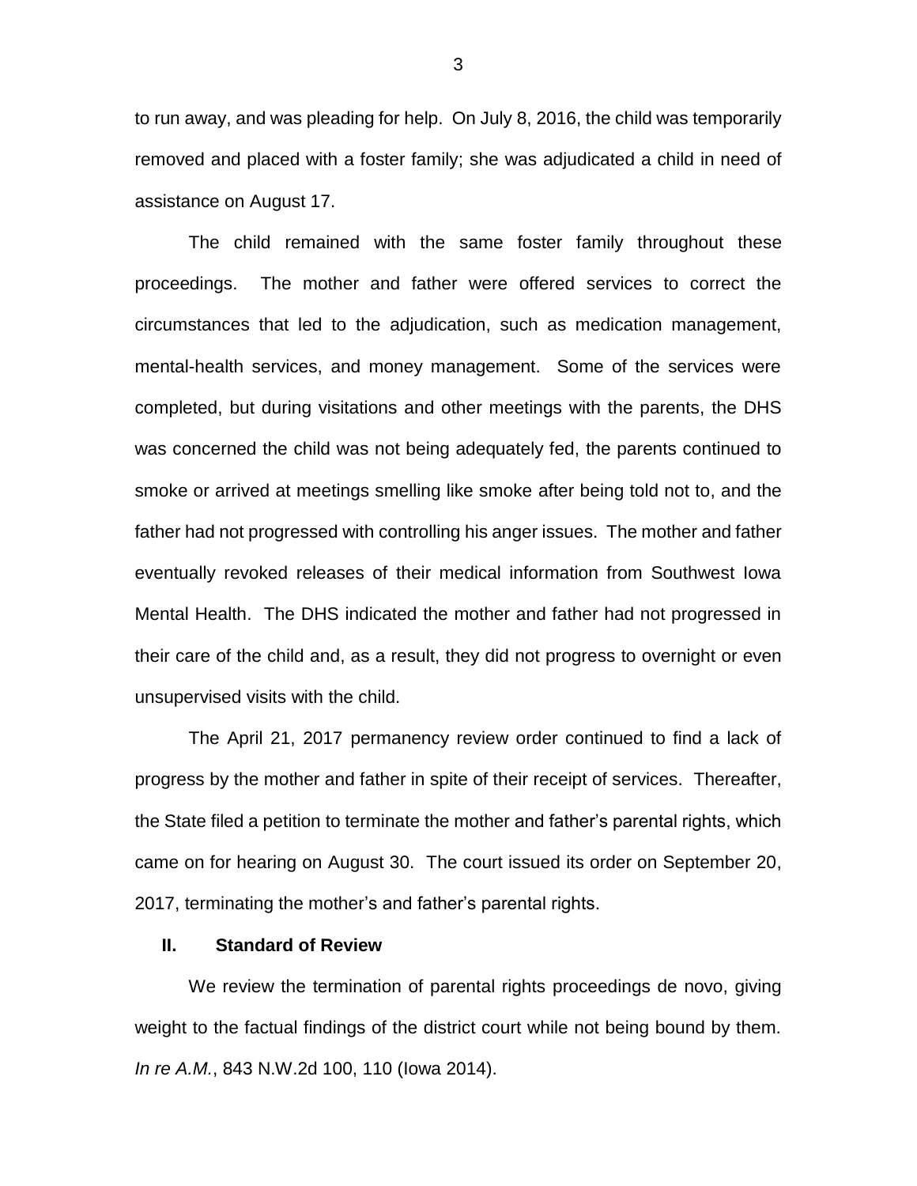to run away, and was pleading for help. On July 8, 2016, the child was temporarily removed and placed with a foster family; she was adjudicated a child in need of assistance on August 17.

The child remained with the same foster family throughout these proceedings. The mother and father were offered services to correct the circumstances that led to the adjudication, such as medication management, mental-health services, and money management. Some of the services were completed, but during visitations and other meetings with the parents, the DHS was concerned the child was not being adequately fed, the parents continued to smoke or arrived at meetings smelling like smoke after being told not to, and the father had not progressed with controlling his anger issues. The mother and father eventually revoked releases of their medical information from Southwest Iowa Mental Health. The DHS indicated the mother and father had not progressed in their care of the child and, as a result, they did not progress to overnight or even unsupervised visits with the child.

The April 21, 2017 permanency review order continued to find a lack of progress by the mother and father in spite of their receipt of services. Thereafter, the State filed a petition to terminate the mother and father's parental rights, which came on for hearing on August 30. The court issued its order on September 20, 2017, terminating the mother's and father's parental rights.

## II. Standard of Review

We review the termination of parental rights proceedings de novo, giving weight to the factual findings of the district court while not being bound by them. *In re A.M.*, 843 N.W.2d 100, 110 (Iowa 2014).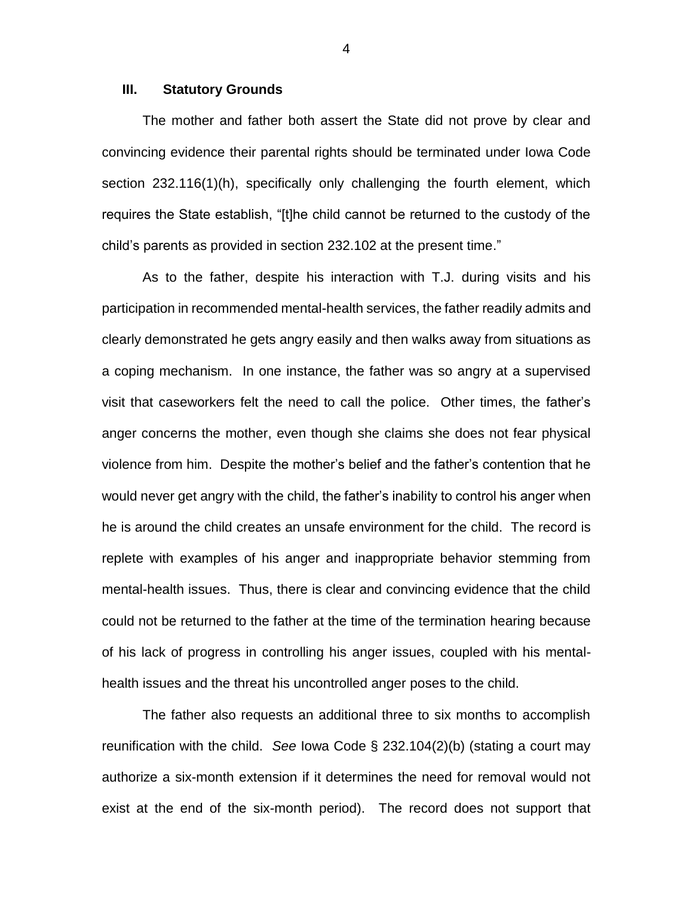### III. Statutory Grounds

The mother and father both assert the State did not prove by clear and convincing evidence their parental rights should be terminated under Iowa Code section 232.116(1)(h), specifically only challenging the fourth element, which requires the State establish, "[t]he child cannot be returned to the custody of the child's parents as provided in section 232.102 at the present time."

As to the father, despite his interaction with T.J. during visits and his participation in recommended mental-health services, the father readily admits and clearly demonstrated he gets angry easily and then walks away from situations as a coping mechanism. In one instance, the father was so angry at a supervised visit that caseworkers felt the need to call the police. Other times, the father's anger concerns the mother, even though she claims she does not fear physical violence from him. Despite the mother's belief and the father's contention that he would never get angry with the child, the father's inability to control his anger when he is around the child creates an unsafe environment for the child. The record is replete with examples of his anger and inappropriate behavior stemming from mental-health issues. Thus, there is clear and convincing evidence that the child could not be returned to the father at the time of the termination hearing because of his lack of progress in controlling his anger issues, coupled with his mental-health issues and the threat his uncontrolled anger poses to the child.

The father also requests an additional three to six months to accomplish reunification with the child. *See* Iowa Code § 232.104(2)(b) (stating a court may authorize a six-month extension if it determines the need for removal would not exist at the end of the six-month period). The record does not support that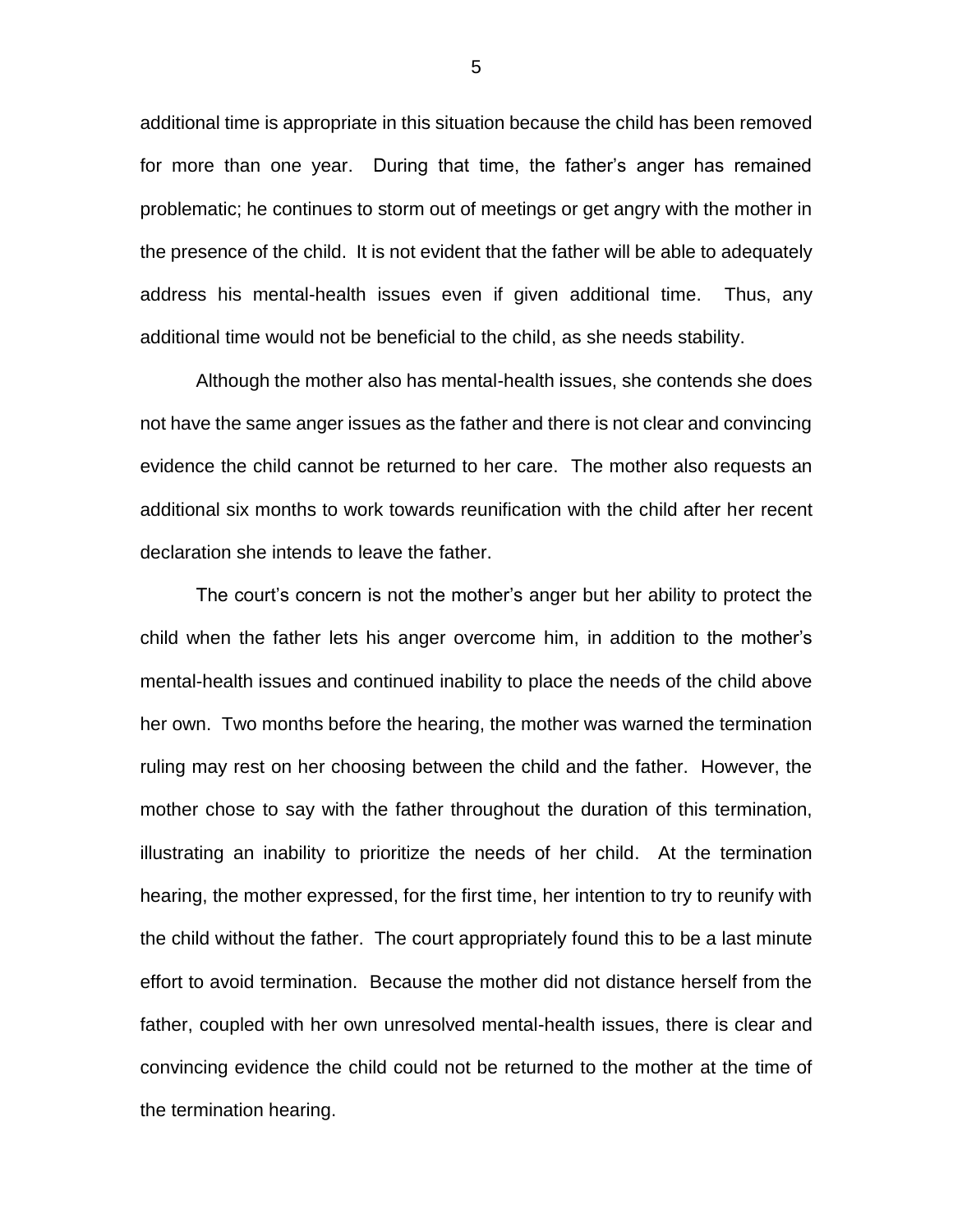additional time is appropriate in this situation because the child has been removed for more than one year. During that time, the father's anger has remained problematic; he continues to storm out of meetings or get angry with the mother in the presence of the child. It is not evident that the father will be able to adequately address his mental-health issues even if given additional time. Thus, any additional time would not be beneficial to the child, as she needs stability.

Although the mother also has mental-health issues, she contends she does not have the same anger issues as the father and there is not clear and convincing evidence the child cannot be returned to her care. The mother also requests an additional six months to work towards reunification with the child after her recent declaration she intends to leave the father.

The court's concern is not the mother's anger but her ability to protect the child when the father lets his anger overcome him, in addition to the mother's mental-health issues and continued inability to place the needs of the child above her own. Two months before the hearing, the mother was warned the termination ruling may rest on her choosing between the child and the father. However, the mother chose to say with the father throughout the duration of this termination, illustrating an inability to prioritize the needs of her child. At the termination hearing, the mother expressed, for the first time, her intention to try to reunify with the child without the father. The court appropriately found this to be a last minute effort to avoid termination. Because the mother did not distance herself from the father, coupled with her own unresolved mental-health issues, there is clear and convincing evidence the child could not be returned to the mother at the time of the termination hearing.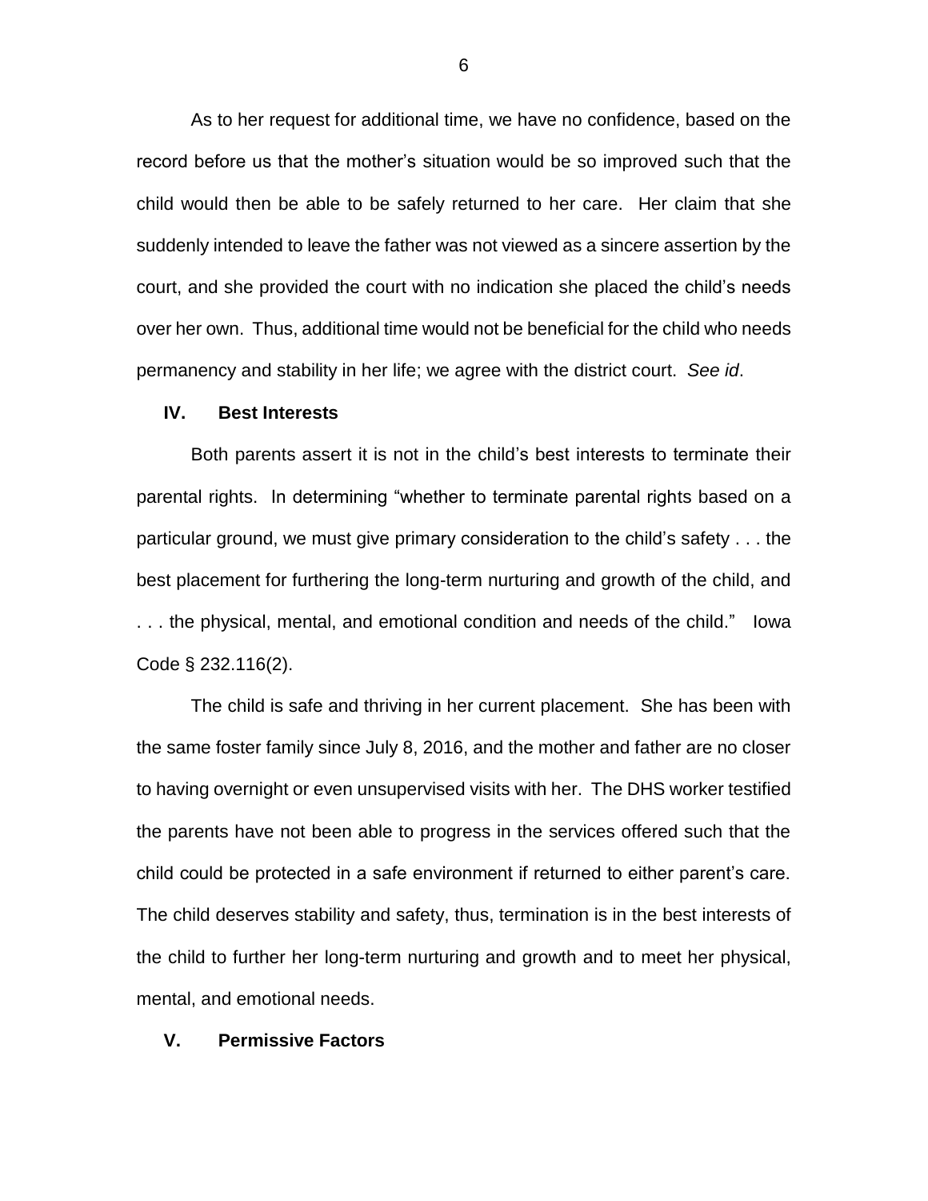As to her request for additional time, we have no confidence, based on the record before us that the mother's situation would be so improved such that the child would then be able to be safely returned to her care. Her claim that she suddenly intended to leave the father was not viewed as a sincere assertion by the court, and she provided the court with no indication she placed the child's needs over her own. Thus, additional time would not be beneficial for the child who needs permanency and stability in her life; we agree with the district court. *See id*.

## IV. Best Interests

Both parents assert it is not in the child's best interests to terminate their parental rights. In determining "whether to terminate parental rights based on a particular ground, we must give primary consideration to the child's safety . . . the best placement for furthering the long-term nurturing and growth of the child, and . . . the physical, mental, and emotional condition and needs of the child." Iowa Code § 232.116(2).

The child is safe and thriving in her current placement. She has been with the same foster family since July 8, 2016, and the mother and father are no closer to having overnight or even unsupervised visits with her. The DHS worker testified the parents have not been able to progress in the services offered such that the child could be protected in a safe environment if returned to either parent's care. The child deserves stability and safety, thus, termination is in the best interests of the child to further her long-term nurturing and growth and to meet her physical, mental, and emotional needs.

## V. Permissive Factors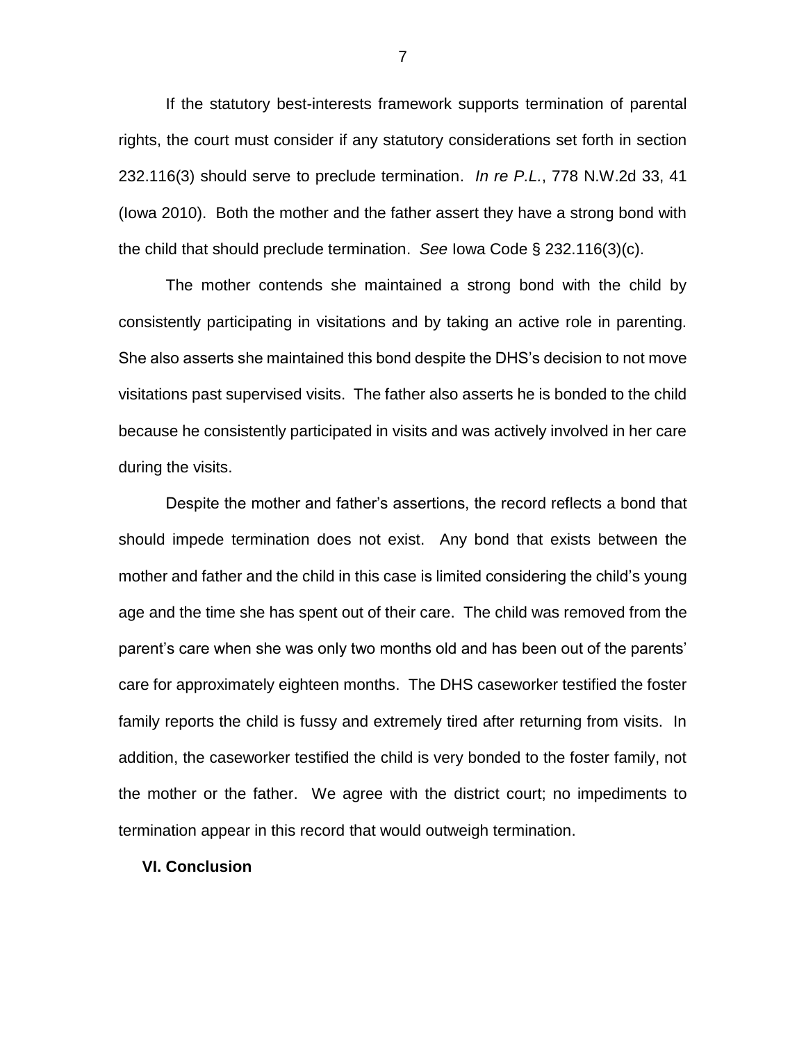If the statutory best-interests framework supports termination of parental rights, the court must consider if any statutory considerations set forth in section 232.116(3) should serve to preclude termination. *In re P.L.*, 778 N.W.2d 33, 41 (Iowa 2010). Both the mother and the father assert they have a strong bond with the child that should preclude termination. *See* Iowa Code § 232.116(3)(c).

The mother contends she maintained a strong bond with the child by consistently participating in visitations and by taking an active role in parenting. She also asserts she maintained this bond despite the DHS's decision to not move visitations past supervised visits. The father also asserts he is bonded to the child because he consistently participated in visits and was actively involved in her care during the visits.

Despite the mother and father's assertions, the record reflects a bond that should impede termination does not exist. Any bond that exists between the mother and father and the child in this case is limited considering the child's young age and the time she has spent out of their care. The child was removed from the parent's care when she was only two months old and has been out of the parents' care for approximately eighteen months. The DHS caseworker testified the foster family reports the child is fussy and extremely tired after returning from visits. In addition, the caseworker testified the child is very bonded to the foster family, not the mother or the father. We agree with the district court; no impediments to termination appear in this record that would outweigh termination.

## VI. Conclusion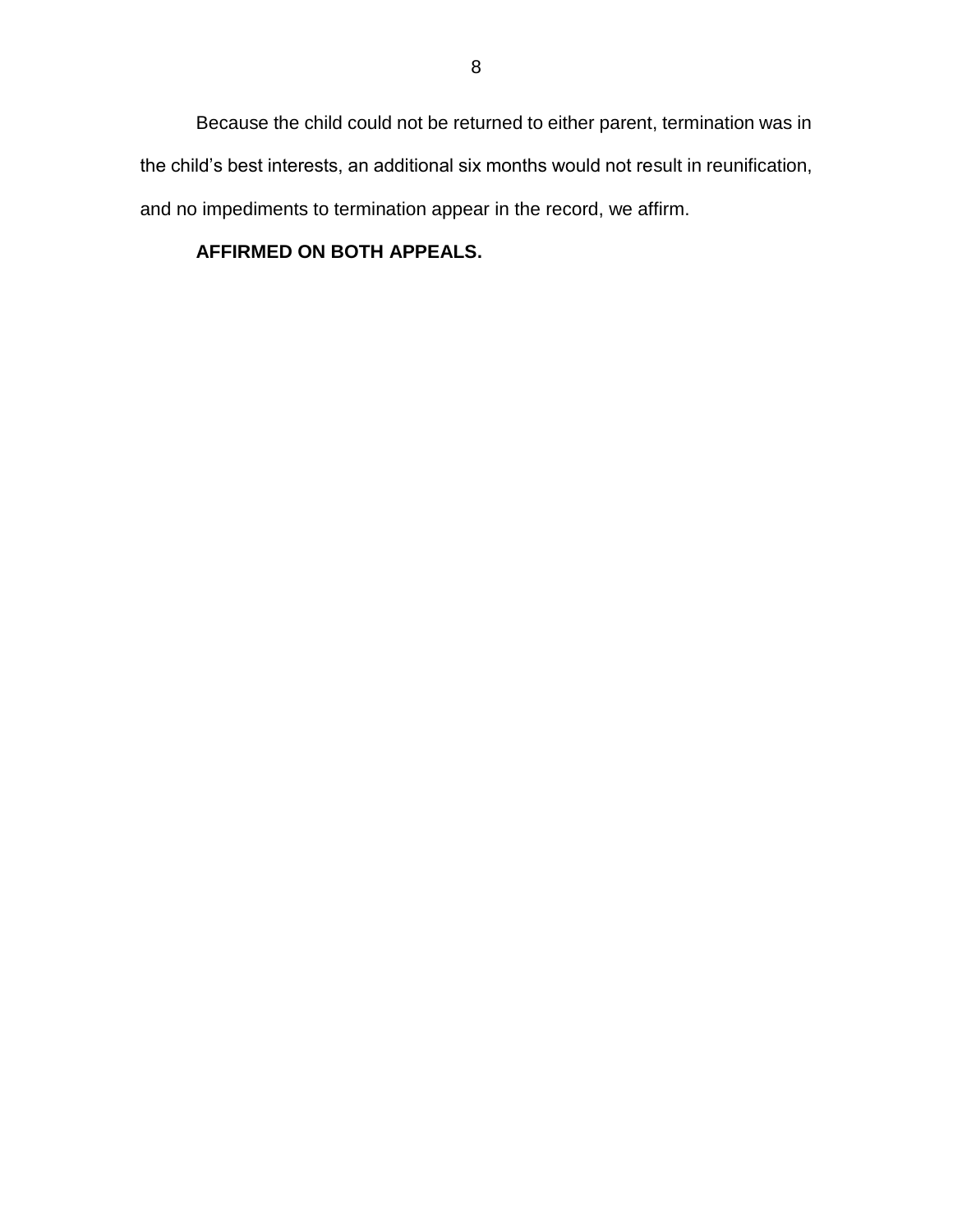Because the child could not be returned to either parent, termination was in the child's best interests, an additional six months would not result in reunification, and no impediments to termination appear in the record, we affirm.

**AFFIRMED ON BOTH APPEALS.**